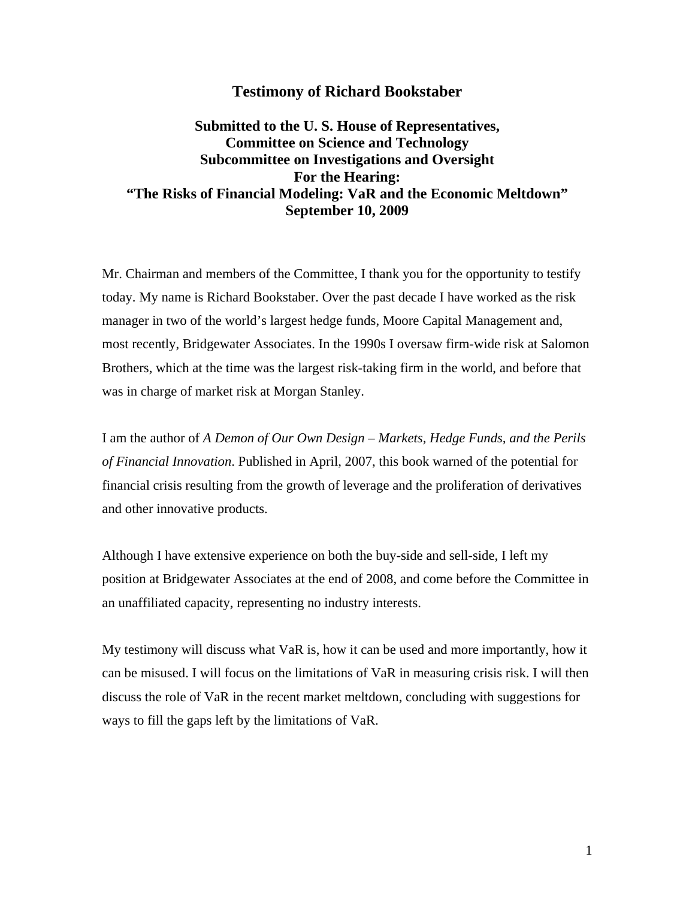# Testimony of Richard Bookstaber

## Submitted to the U. S. House of Representatives, Committee on Science and Technology Subcommittee on Investigations and Oversight For the Hearing: "The Risks of Financial Modeling: VaR and the Economic Meltdown" September 10, 2009

Mr. Chairman and members of the Committee, I thank you for the opportunity to testify today. My name is Richard Bookstaber. Over the past decade I have worked as the risk manager in two of the world's largest hedge funds, Moore Capital Management and, most recently, Bridgewater Associates. In the 1990s I oversaw firm-wide risk at Salomon Brothers, which at the time was the largest risk-taking firm in the world, and before that was in charge of market risk at Morgan Stanley.

I am the author of *A Demon of Our Own Design – Markets, Hedge Funds, and the Perils of Financial Innovation*. Published in April, 2007, this book warned of the potential for financial crisis resulting from the growth of leverage and the proliferation of derivatives and other innovative products.

Although I have extensive experience on both the buy-side and sell-side, I left my position at Bridgewater Associates at the end of 2008, and come before the Committee in an unaffiliated capacity, representing no industry interests.

My testimony will discuss what VaR is, how it can be used and more importantly, how it can be misused. I will focus on the limitations of VaR in measuring crisis risk. I will then discuss the role of VaR in the recent market meltdown, concluding with suggestions for ways to fill the gaps left by the limitations of VaR.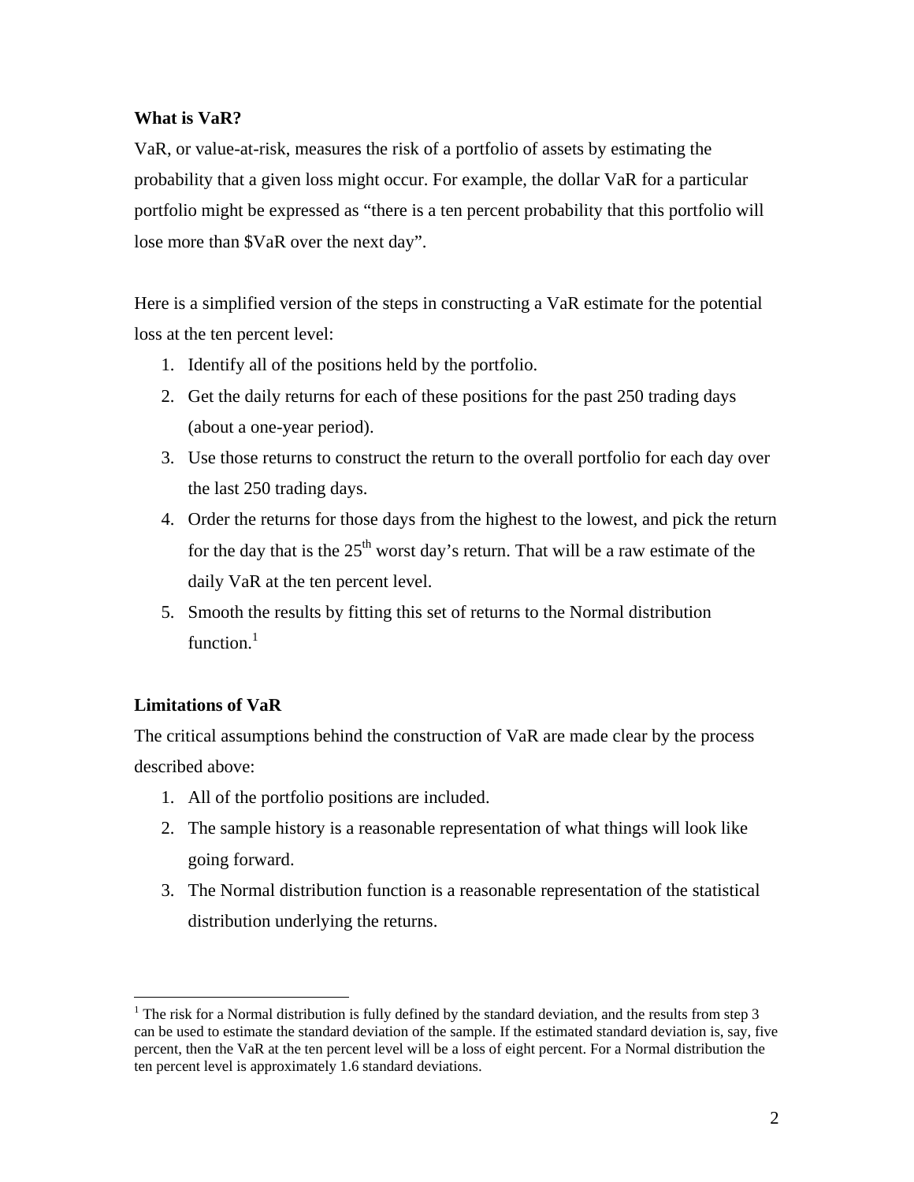**What is VaR?**

VaR, or value-at-risk, measures the risk of a portfolio of assets by estimating the probability that a given loss might occur. For example, the dollar VaR for a particular portfolio might be expressed as "there is a ten percent probability that this portfolio will lose more than $VaR over the next day".

Here is a simplified version of the steps in constructing a VaR estimate for the potential loss at the ten percent level:

1. Identify all of the positions held by the portfolio.
2. Get the daily returns for each of these positions for the past 250 trading days (about a one-year period).
3. Use those returns to construct the return to the overall portfolio for each day over the last 250 trading days.
4. Order the returns for those days from the highest to the lowest, and pick the return for the day that is the 25th worst day's return. That will be a raw estimate of the daily VaR at the ten percent level.
5. Smooth the results by fitting this set of returns to the Normal distribution function.[1]

**Limitations of VaR**

The critical assumptions behind the construction of VaR are made clear by the process described above:

1. All of the portfolio positions are included.
2. The sample history is a reasonable representation of what things will look like going forward.
3. The Normal distribution function is a reasonable representation of the statistical distribution underlying the returns.

---

[1] The risk for a Normal distribution is fully defined by the standard deviation, and the results from step 3 can be used to estimate the standard deviation of the sample. If the estimated standard deviation is, say, five percent, then the VaR at the ten percent level will be a loss of eight percent. For a Normal distribution the ten percent level is approximately 1.6 standard deviations.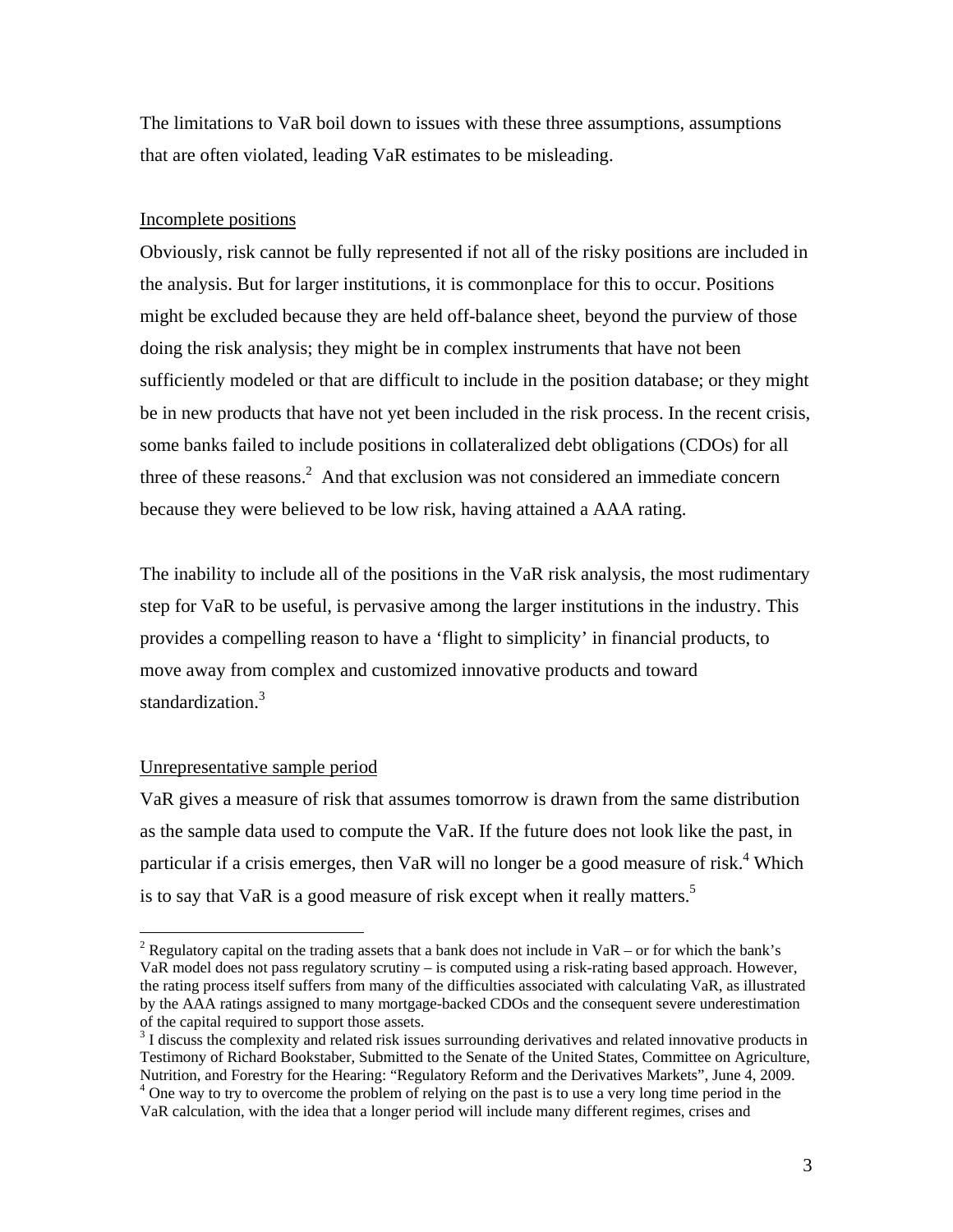The limitations to VaR boil down to issues with these three assumptions, assumptions that are often violated, leading VaR estimates to be misleading.

Incomplete positions

Obviously, risk cannot be fully represented if not all of the risky positions are included in the analysis. But for larger institutions, it is commonplace for this to occur. Positions might be excluded because they are held off-balance sheet, beyond the purview of those doing the risk analysis; they might be in complex instruments that have not been sufficiently modeled or that are difficult to include in the position database; or they might be in new products that have not yet been included in the risk process. In the recent crisis, some banks failed to include positions in collateralized debt obligations (CDOs) for all three of these reasons.[2] And that exclusion was not considered an immediate concern because they were believed to be low risk, having attained a AAA rating.

The inability to include all of the positions in the VaR risk analysis, the most rudimentary step for VaR to be useful, is pervasive among the larger institutions in the industry. This provides a compelling reason to have a 'flight to simplicity' in financial products, to move away from complex and customized innovative products and toward standardization.[3]

Unrepresentative sample period

VaR gives a measure of risk that assumes tomorrow is drawn from the same distribution as the sample data used to compute the VaR. If the future does not look like the past, in particular if a crisis emerges, then VaR will no longer be a good measure of risk.[4] Which is to say that VaR is a good measure of risk except when it really matters.[5]

---

[2] Regulatory capital on the trading assets that a bank does not include in VaR – or for which the bank's VaR model does not pass regulatory scrutiny – is computed using a risk-rating based approach. However, the rating process itself suffers from many of the difficulties associated with calculating VaR, as illustrated by the AAA ratings assigned to many mortgage-backed CDOs and the consequent severe underestimation of the capital required to support those assets.

[3] I discuss the complexity and related risk issues surrounding derivatives and related innovative products in Testimony of Richard Bookstaber, Submitted to the Senate of the United States, Committee on Agriculture, Nutrition, and Forestry for the Hearing: "Regulatory Reform and the Derivatives Markets", June 4, 2009.

[4] One way to try to overcome the problem of relying on the past is to use a very long time period in the VaR calculation, with the idea that a longer period will include many different regimes, crises and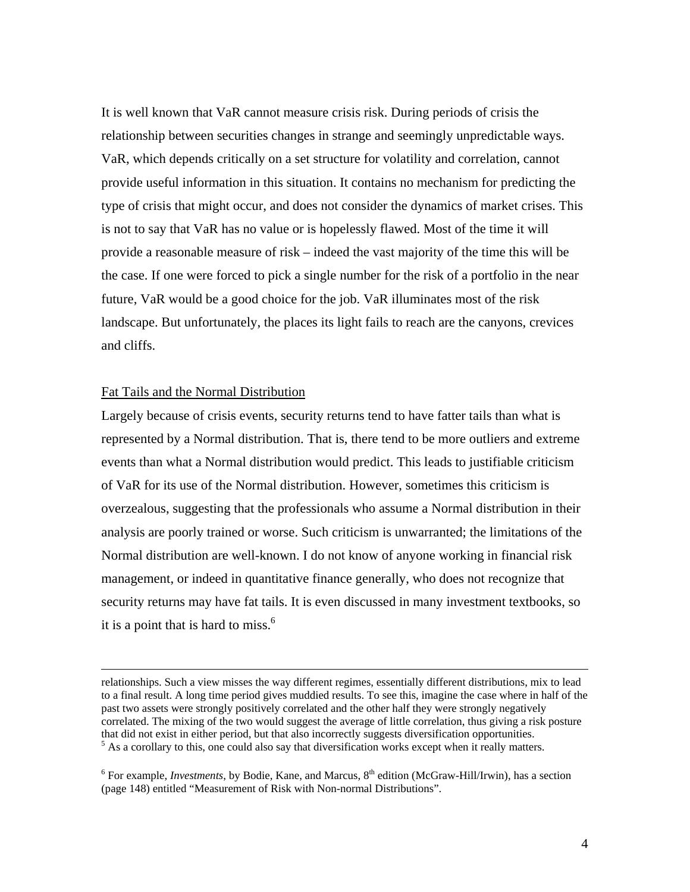It is well known that VaR cannot measure crisis risk. During periods of crisis the relationship between securities changes in strange and seemingly unpredictable ways. VaR, which depends critically on a set structure for volatility and correlation, cannot provide useful information in this situation. It contains no mechanism for predicting the type of crisis that might occur, and does not consider the dynamics of market crises. This is not to say that VaR has no value or is hopelessly flawed. Most of the time it will provide a reasonable measure of risk – indeed the vast majority of the time this will be the case. If one were forced to pick a single number for the risk of a portfolio in the near future, VaR would be a good choice for the job. VaR illuminates most of the risk landscape. But unfortunately, the places its light fails to reach are the canyons, crevices and cliffs.

## Fat Tails and the Normal Distribution

Largely because of crisis events, security returns tend to have fatter tails than what is represented by a Normal distribution. That is, there tend to be more outliers and extreme events than what a Normal distribution would predict. This leads to justifiable criticism of VaR for its use of the Normal distribution. However, sometimes this criticism is overzealous, suggesting that the professionals who assume a Normal distribution in their analysis are poorly trained or worse. Such criticism is unwarranted; the limitations of the Normal distribution are well-known. I do not know of anyone working in financial risk management, or indeed in quantitative finance generally, who does not recognize that security returns may have fat tails. It is even discussed in many investment textbooks, so it is a point that is hard to miss.[6]

---

relationships. Such a view misses the way different regimes, essentially different distributions, mix to lead to a final result. A long time period gives muddied results. To see this, imagine the case where in half of the past two assets were strongly positively correlated and the other half they were strongly negatively correlated. The mixing of the two would suggest the average of little correlation, thus giving a risk posture that did not exist in either period, but that also incorrectly suggests diversification opportunities.

[5] As a corollary to this, one could also say that diversification works except when it really matters.

[6] For example, *Investments*, by Bodie, Kane, and Marcus, 8th edition (McGraw-Hill/Irwin), has a section (page 148) entitled "Measurement of Risk with Non-normal Distributions".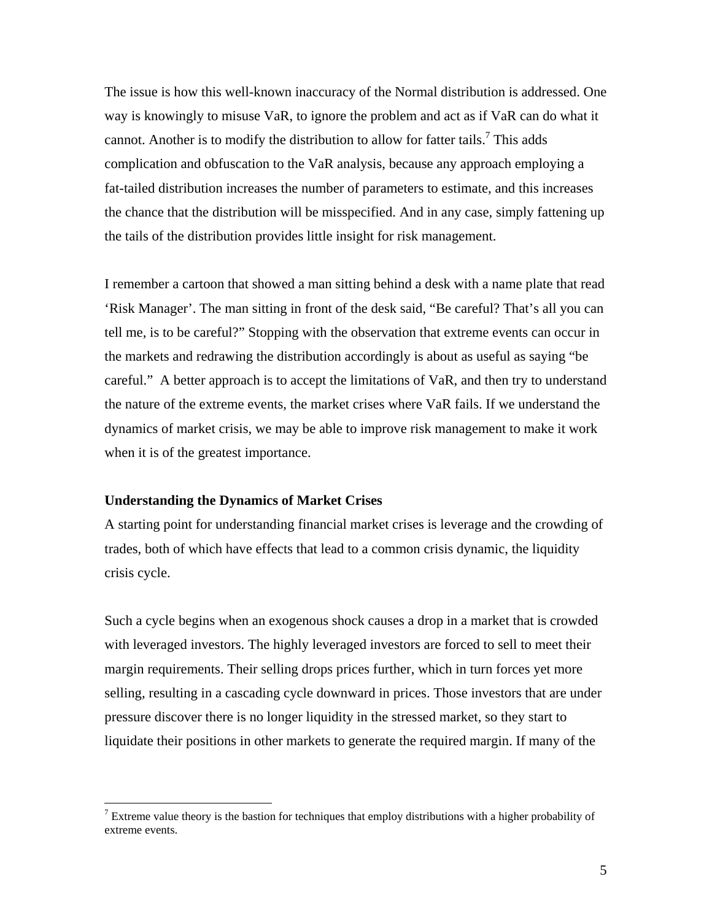The issue is how this well-known inaccuracy of the Normal distribution is addressed. One way is knowingly to misuse VaR, to ignore the problem and act as if VaR can do what it cannot. Another is to modify the distribution to allow for fatter tails.[7] This adds complication and obfuscation to the VaR analysis, because any approach employing a fat-tailed distribution increases the number of parameters to estimate, and this increases the chance that the distribution will be misspecified. And in any case, simply fattening up the tails of the distribution provides little insight for risk management.

I remember a cartoon that showed a man sitting behind a desk with a name plate that read 'Risk Manager'. The man sitting in front of the desk said, "Be careful? That's all you can tell me, is to be careful?" Stopping with the observation that extreme events can occur in the markets and redrawing the distribution accordingly is about as useful as saying "be careful." A better approach is to accept the limitations of VaR, and then try to understand the nature of the extreme events, the market crises where VaR fails. If we understand the dynamics of market crisis, we may be able to improve risk management to make it work when it is of the greatest importance.

**Understanding the Dynamics of Market Crises**

A starting point for understanding financial market crises is leverage and the crowding of trades, both of which have effects that lead to a common crisis dynamic, the liquidity crisis cycle.

Such a cycle begins when an exogenous shock causes a drop in a market that is crowded with leveraged investors. The highly leveraged investors are forced to sell to meet their margin requirements. Their selling drops prices further, which in turn forces yet more selling, resulting in a cascading cycle downward in prices. Those investors that are under pressure discover there is no longer liquidity in the stressed market, so they start to liquidate their positions in other markets to generate the required margin. If many of the

[7] Extreme value theory is the bastion for techniques that employ distributions with a higher probability of extreme events.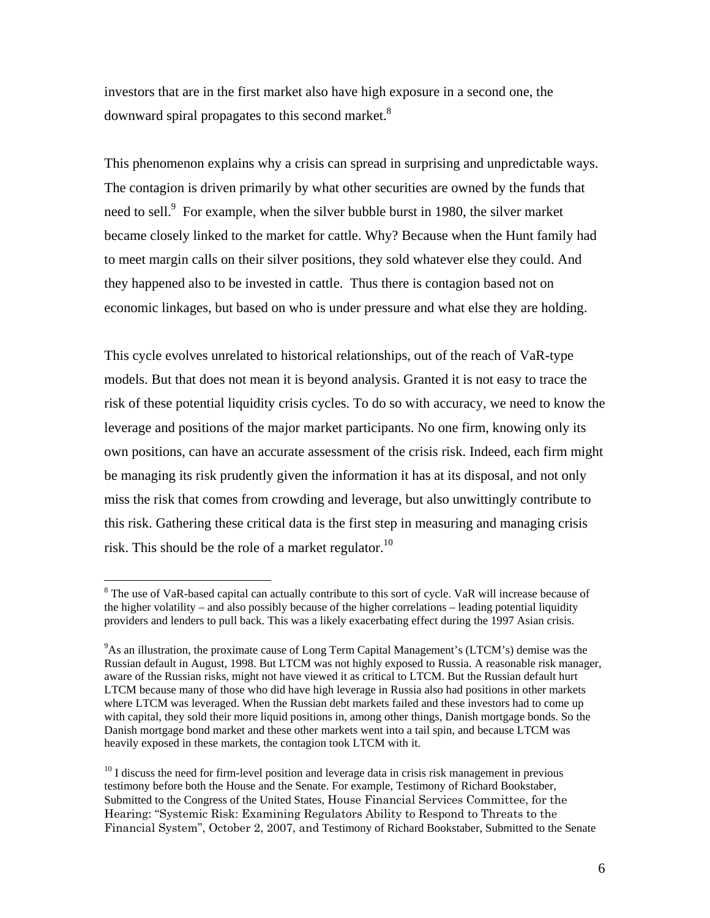investors that are in the first market also have high exposure in a second one, the downward spiral propagates to this second market.[8]

This phenomenon explains why a crisis can spread in surprising and unpredictable ways. The contagion is driven primarily by what other securities are owned by the funds that need to sell.[9] For example, when the silver bubble burst in 1980, the silver market became closely linked to the market for cattle. Why? Because when the Hunt family had to meet margin calls on their silver positions, they sold whatever else they could. And they happened also to be invested in cattle. Thus there is contagion based not on economic linkages, but based on who is under pressure and what else they are holding.

This cycle evolves unrelated to historical relationships, out of the reach of VaR-type models. But that does not mean it is beyond analysis. Granted it is not easy to trace the risk of these potential liquidity crisis cycles. To do so with accuracy, we need to know the leverage and positions of the major market participants. No one firm, knowing only its own positions, can have an accurate assessment of the crisis risk. Indeed, each firm might be managing its risk prudently given the information it has at its disposal, and not only miss the risk that comes from crowding and leverage, but also unwittingly contribute to this risk. Gathering these critical data is the first step in measuring and managing crisis risk. This should be the role of a market regulator.[10]

---

[8] The use of VaR-based capital can actually contribute to this sort of cycle. VaR will increase because of the higher volatility – and also possibly because of the higher correlations – leading potential liquidity providers and lenders to pull back. This was a likely exacerbating effect during the 1997 Asian crisis.

[9] As an illustration, the proximate cause of Long Term Capital Management's (LTCM's) demise was the Russian default in August, 1998. But LTCM was not highly exposed to Russia. A reasonable risk manager, aware of the Russian risks, might not have viewed it as critical to LTCM. But the Russian default hurt LTCM because many of those who did have high leverage in Russia also had positions in other markets where LTCM was leveraged. When the Russian debt markets failed and these investors had to come up with capital, they sold their more liquid positions in, among other things, Danish mortgage bonds. So the Danish mortgage bond market and these other markets went into a tail spin, and because LTCM was heavily exposed in these markets, the contagion took LTCM with it.

[10] I discuss the need for firm-level position and leverage data in crisis risk management in previous testimony before both the House and the Senate. For example, Testimony of Richard Bookstaber, Submitted to the Congress of the United States, House Financial Services Committee, for the Hearing: "Systemic Risk: Examining Regulators Ability to Respond to Threats to the Financial System", October 2, 2007, and Testimony of Richard Bookstaber, Submitted to the Senate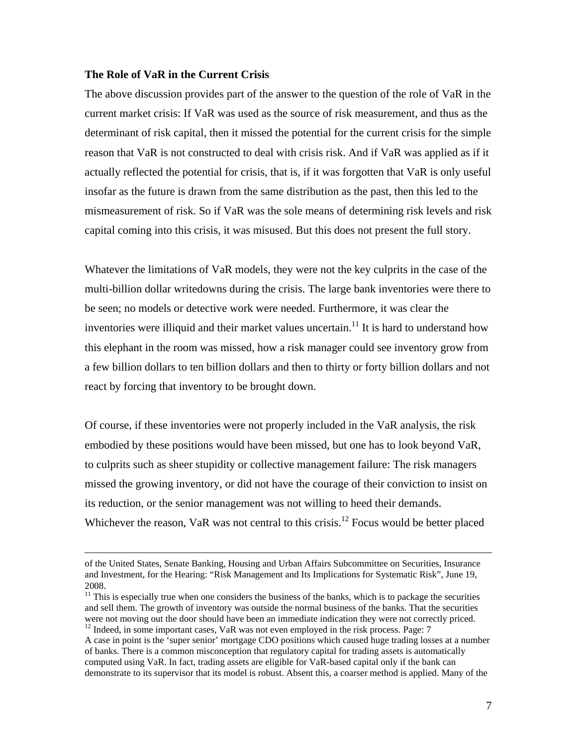**The Role of VaR in the Current Crisis**

The above discussion provides part of the answer to the question of the role of VaR in the current market crisis: If VaR was used as the source of risk measurement, and thus as the determinant of risk capital, then it missed the potential for the current crisis for the simple reason that VaR is not constructed to deal with crisis risk. And if VaR was applied as if it actually reflected the potential for crisis, that is, if it was forgotten that VaR is only useful insofar as the future is drawn from the same distribution as the past, then this led to the mismeasurement of risk. So if VaR was the sole means of determining risk levels and risk capital coming into this crisis, it was misused. But this does not present the full story.

Whatever the limitations of VaR models, they were not the key culprits in the case of the multi-billion dollar writedowns during the crisis. The large bank inventories were there to be seen; no models or detective work were needed. Furthermore, it was clear the inventories were illiquid and their market values uncertain.[11] It is hard to understand how this elephant in the room was missed, how a risk manager could see inventory grow from a few billion dollars to ten billion dollars and then to thirty or forty billion dollars and not react by forcing that inventory to be brought down.

Of course, if these inventories were not properly included in the VaR analysis, the risk embodied by these positions would have been missed, but one has to look beyond VaR, to culprits such as sheer stupidity or collective management failure: The risk managers missed the growing inventory, or did not have the courage of their conviction to insist on its reduction, or the senior management was not willing to heed their demands. Whichever the reason, VaR was not central to this crisis.[12] Focus would be better placed

---

of the United States, Senate Banking, Housing and Urban Affairs Subcommittee on Securities, Insurance and Investment, for the Hearing: "Risk Management and Its Implications for Systematic Risk", June 19, 2008.

[11] This is especially true when one considers the business of the banks, which is to package the securities and sell them. The growth of inventory was outside the normal business of the banks. That the securities were not moving out the door should have been an immediate indication they were not correctly priced.

[12] Indeed, in some important cases, VaR was not even employed in the risk process. Page: 7
A case in point is the 'super senior' mortgage CDO positions which caused huge trading losses at a number of banks. There is a common misconception that regulatory capital for trading assets is automatically computed using VaR. In fact, trading assets are eligible for VaR-based capital only if the bank can demonstrate to its supervisor that its model is robust. Absent this, a coarser method is applied. Many of the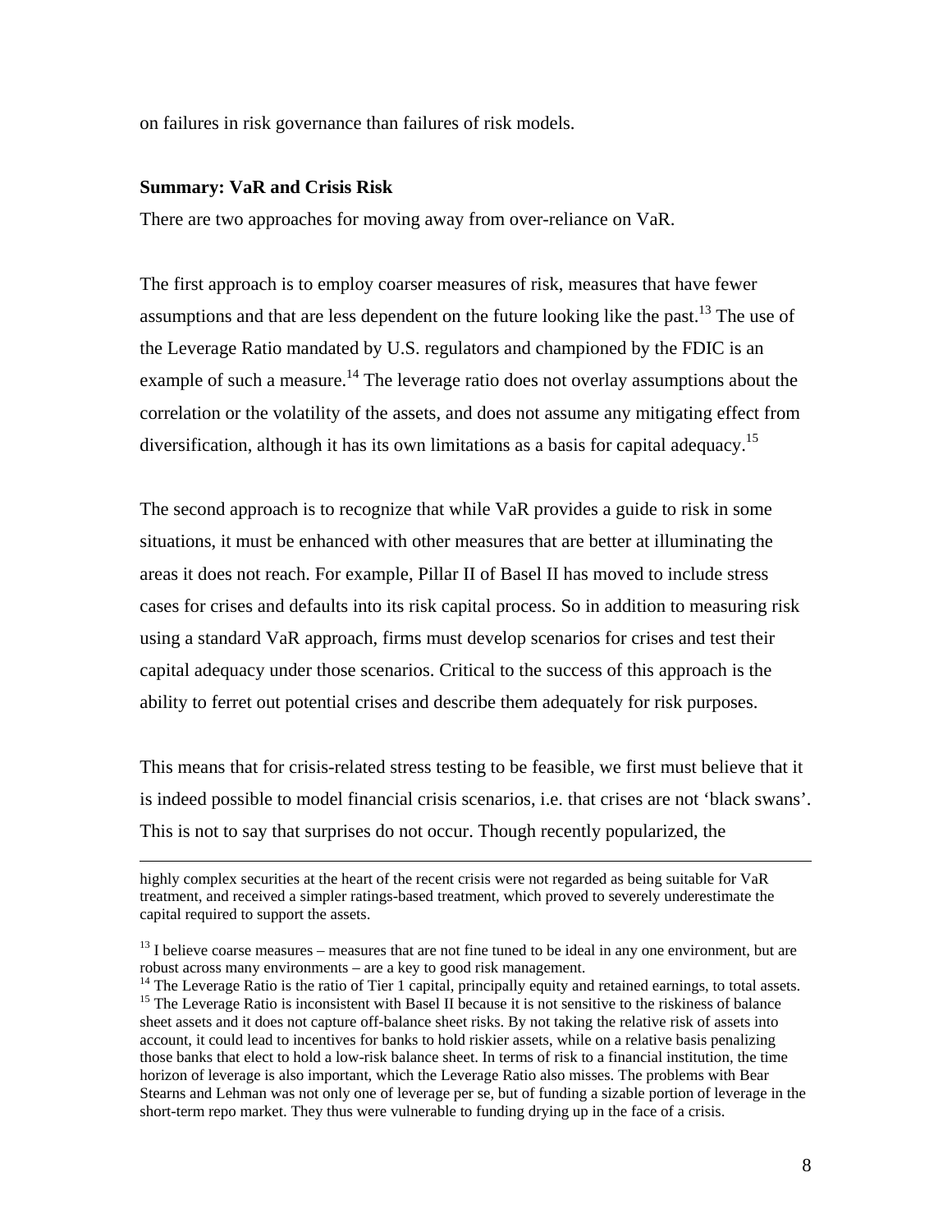on failures in risk governance than failures of risk models.

**Summary: VaR and Crisis Risk**

There are two approaches for moving away from over-reliance on VaR.

The first approach is to employ coarser measures of risk, measures that have fewer assumptions and that are less dependent on the future looking like the past.[13] The use of the Leverage Ratio mandated by U.S. regulators and championed by the FDIC is an example of such a measure.[14] The leverage ratio does not overlay assumptions about the correlation or the volatility of the assets, and does not assume any mitigating effect from diversification, although it has its own limitations as a basis for capital adequacy.[15]

The second approach is to recognize that while VaR provides a guide to risk in some situations, it must be enhanced with other measures that are better at illuminating the areas it does not reach. For example, Pillar II of Basel II has moved to include stress cases for crises and defaults into its risk capital process. So in addition to measuring risk using a standard VaR approach, firms must develop scenarios for crises and test their capital adequacy under those scenarios. Critical to the success of this approach is the ability to ferret out potential crises and describe them adequately for risk purposes.

This means that for crisis-related stress testing to be feasible, we first must believe that it is indeed possible to model financial crisis scenarios, i.e. that crises are not 'black swans'. This is not to say that surprises do not occur. Though recently popularized, the

---

highly complex securities at the heart of the recent crisis were not regarded as being suitable for VaR treatment, and received a simpler ratings-based treatment, which proved to severely underestimate the capital required to support the assets.

[13] I believe coarse measures – measures that are not fine tuned to be ideal in any one environment, but are robust across many environments – are a key to good risk management.

[14] The Leverage Ratio is the ratio of Tier 1 capital, principally equity and retained earnings, to total assets.

[15] The Leverage Ratio is inconsistent with Basel II because it is not sensitive to the riskiness of balance sheet assets and it does not capture off-balance sheet risks. By not taking the relative risk of assets into account, it could lead to incentives for banks to hold riskier assets, while on a relative basis penalizing those banks that elect to hold a low-risk balance sheet. In terms of risk to a financial institution, the time horizon of leverage is also important, which the Leverage Ratio also misses. The problems with Bear Stearns and Lehman was not only one of leverage per se, but of funding a sizable portion of leverage in the short-term repo market. They thus were vulnerable to funding drying up in the face of a crisis.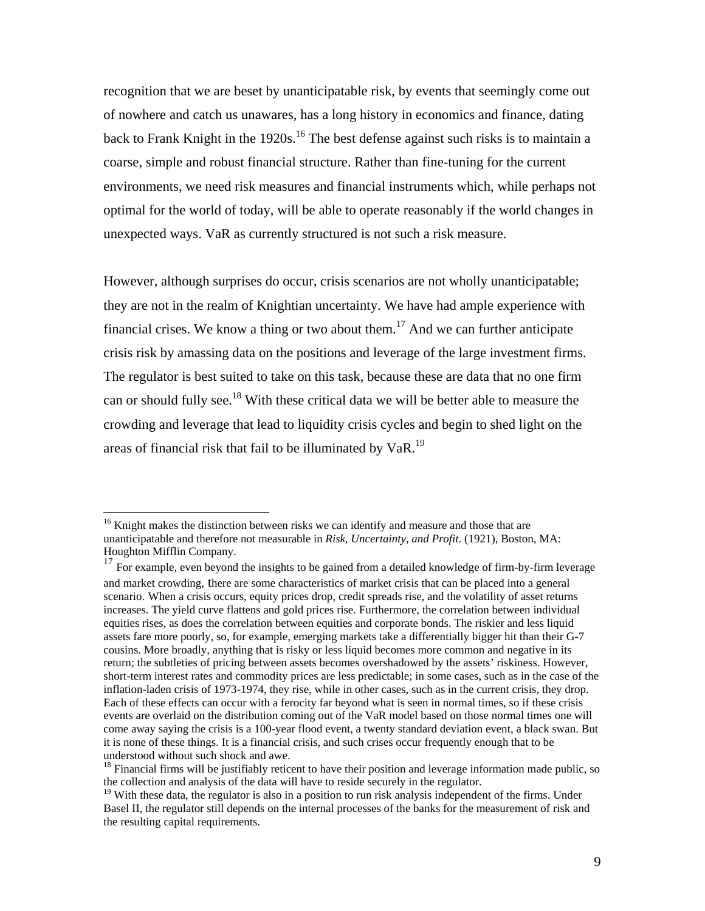recognition that we are beset by unanticipatable risk, by events that seemingly come out of nowhere and catch us unawares, has a long history in economics and finance, dating back to Frank Knight in the 1920s.[16] The best defense against such risks is to maintain a coarse, simple and robust financial structure. Rather than fine-tuning for the current environments, we need risk measures and financial instruments which, while perhaps not optimal for the world of today, will be able to operate reasonably if the world changes in unexpected ways. VaR as currently structured is not such a risk measure.

However, although surprises do occur, crisis scenarios are not wholly unanticipatable; they are not in the realm of Knightian uncertainty. We have had ample experience with financial crises. We know a thing or two about them.[17] And we can further anticipate crisis risk by amassing data on the positions and leverage of the large investment firms. The regulator is best suited to take on this task, because these are data that no one firm can or should fully see.[18] With these critical data we will be better able to measure the crowding and leverage that lead to liquidity crisis cycles and begin to shed light on the areas of financial risk that fail to be illuminated by VaR.[19]

---

[16] Knight makes the distinction between risks we can identify and measure and those that are unanticipatable and therefore not measurable in *Risk, Uncertainty, and Profit*. (1921), Boston, MA: Houghton Mifflin Company.

[17] For example, even beyond the insights to be gained from a detailed knowledge of firm-by-firm leverage and market crowding, there are some characteristics of market crisis that can be placed into a general scenario. When a crisis occurs, equity prices drop, credit spreads rise, and the volatility of asset returns increases. The yield curve flattens and gold prices rise. Furthermore, the correlation between individual equities rises, as does the correlation between equities and corporate bonds. The riskier and less liquid assets fare more poorly, so, for example, emerging markets take a differentially bigger hit than their G-7 cousins. More broadly, anything that is risky or less liquid becomes more common and negative in its return; the subtleties of pricing between assets becomes overshadowed by the assets' riskiness. However, short-term interest rates and commodity prices are less predictable; in some cases, such as in the case of the inflation-laden crisis of 1973-1974, they rise, while in other cases, such as in the current crisis, they drop. Each of these effects can occur with a ferocity far beyond what is seen in normal times, so if these crisis events are overlaid on the distribution coming out of the VaR model based on those normal times one will come away saying the crisis is a 100-year flood event, a twenty standard deviation event, a black swan. But it is none of these things. It is a financial crisis, and such crises occur frequently enough that to be understood without such shock and awe.

[18] Financial firms will be justifiably reticent to have their position and leverage information made public, so the collection and analysis of the data will have to reside securely in the regulator.

[19] With these data, the regulator is also in a position to run risk analysis independent of the firms. Under Basel II, the regulator still depends on the internal processes of the banks for the measurement of risk and the resulting capital requirements.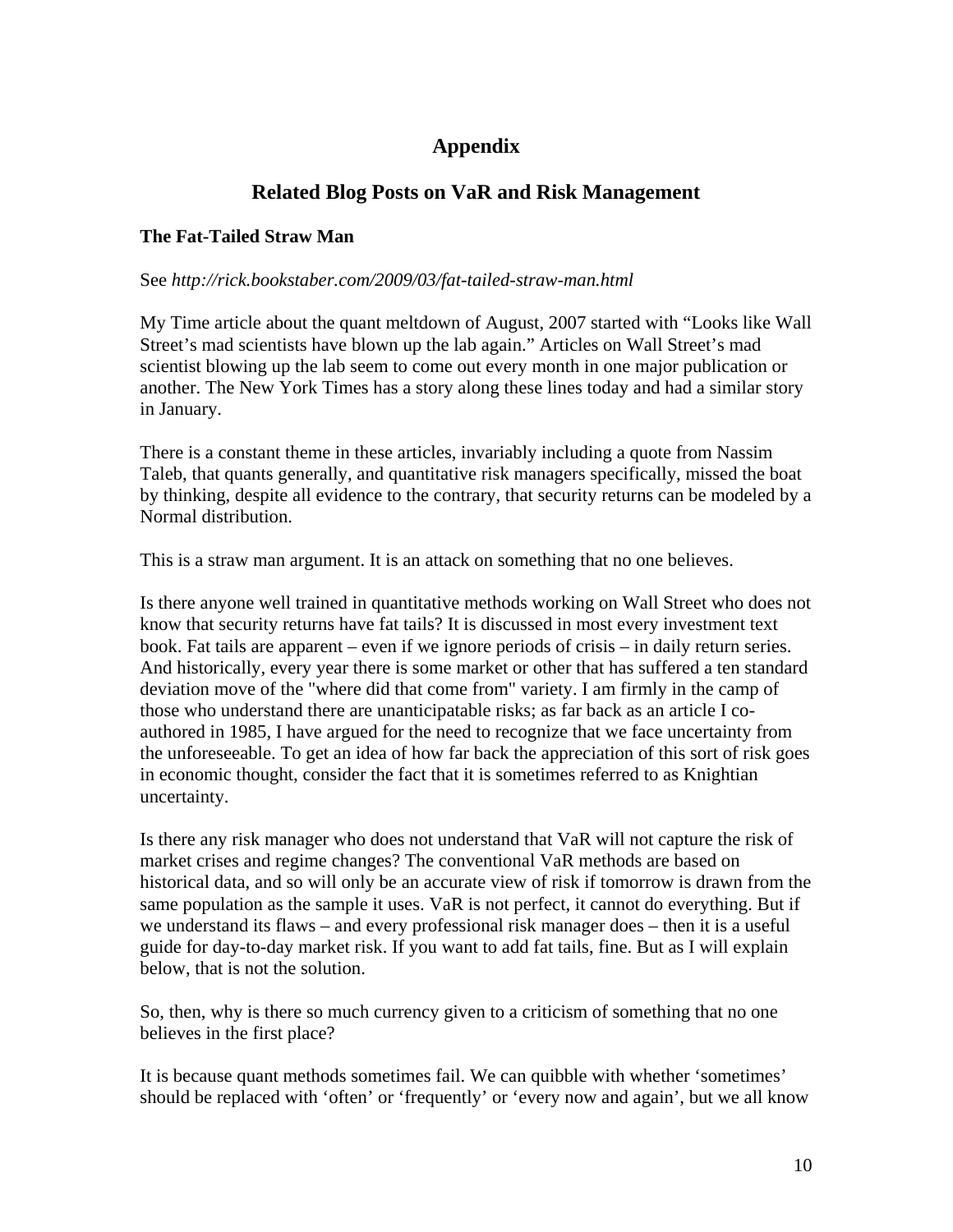# Appendix

## Related Blog Posts on VaR and Risk Management

### The Fat-Tailed Straw Man

See *http://rick.bookstaber.com/2009/03/fat-tailed-straw-man.html*

My Time article about the quant meltdown of August, 2007 started with "Looks like Wall Street's mad scientists have blown up the lab again." Articles on Wall Street's mad scientist blowing up the lab seem to come out every month in one major publication or another. The New York Times has a story along these lines today and had a similar story in January.

There is a constant theme in these articles, invariably including a quote from Nassim Taleb, that quants generally, and quantitative risk managers specifically, missed the boat by thinking, despite all evidence to the contrary, that security returns can be modeled by a Normal distribution.

This is a straw man argument. It is an attack on something that no one believes.

Is there anyone well trained in quantitative methods working on Wall Street who does not know that security returns have fat tails? It is discussed in most every investment text book. Fat tails are apparent – even if we ignore periods of crisis – in daily return series. And historically, every year there is some market or other that has suffered a ten standard deviation move of the "where did that come from" variety. I am firmly in the camp of those who understand there are unanticipatable risks; as far back as an article I co-authored in 1985, I have argued for the need to recognize that we face uncertainty from the unforeseeable. To get an idea of how far back the appreciation of this sort of risk goes in economic thought, consider the fact that it is sometimes referred to as Knightian uncertainty.

Is there any risk manager who does not understand that VaR will not capture the risk of market crises and regime changes? The conventional VaR methods are based on historical data, and so will only be an accurate view of risk if tomorrow is drawn from the same population as the sample it uses. VaR is not perfect, it cannot do everything. But if we understand its flaws – and every professional risk manager does – then it is a useful guide for day-to-day market risk. If you want to add fat tails, fine. But as I will explain below, that is not the solution.

So, then, why is there so much currency given to a criticism of something that no one believes in the first place?

It is because quant methods sometimes fail. We can quibble with whether 'sometimes' should be replaced with 'often' or 'frequently' or 'every now and again', but we all know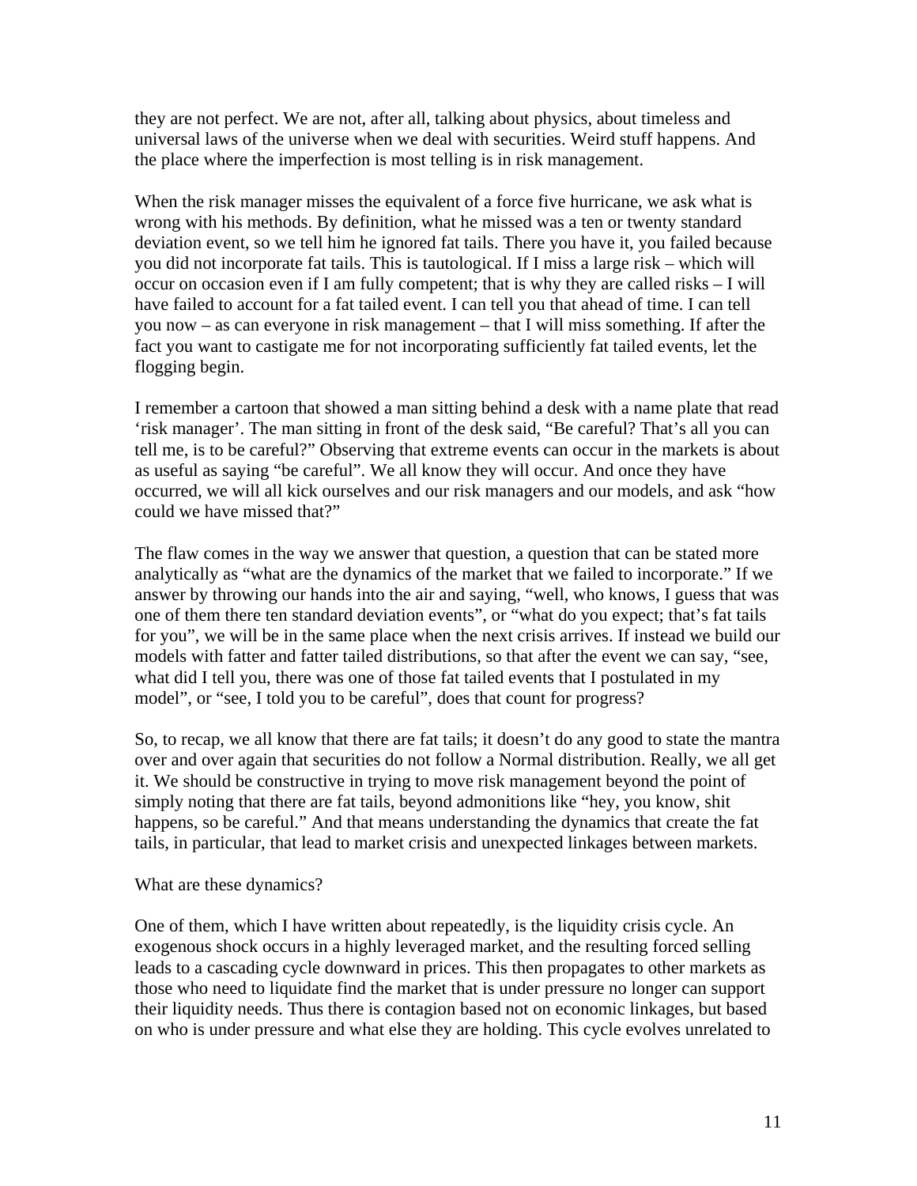they are not perfect. We are not, after all, talking about physics, about timeless and universal laws of the universe when we deal with securities. Weird stuff happens. And the place where the imperfection is most telling is in risk management.

When the risk manager misses the equivalent of a force five hurricane, we ask what is wrong with his methods. By definition, what he missed was a ten or twenty standard deviation event, so we tell him he ignored fat tails. There you have it, you failed because you did not incorporate fat tails. This is tautological. If I miss a large risk – which will occur on occasion even if I am fully competent; that is why they are called risks – I will have failed to account for a fat tailed event. I can tell you that ahead of time. I can tell you now – as can everyone in risk management – that I will miss something. If after the fact you want to castigate me for not incorporating sufficiently fat tailed events, let the flogging begin.

I remember a cartoon that showed a man sitting behind a desk with a name plate that read 'risk manager'. The man sitting in front of the desk said, "Be careful? That's all you can tell me, is to be careful?" Observing that extreme events can occur in the markets is about as useful as saying "be careful". We all know they will occur. And once they have occurred, we will all kick ourselves and our risk managers and our models, and ask "how could we have missed that?"

The flaw comes in the way we answer that question, a question that can be stated more analytically as "what are the dynamics of the market that we failed to incorporate." If we answer by throwing our hands into the air and saying, "well, who knows, I guess that was one of them there ten standard deviation events", or "what do you expect; that's fat tails for you", we will be in the same place when the next crisis arrives. If instead we build our models with fatter and fatter tailed distributions, so that after the event we can say, "see, what did I tell you, there was one of those fat tailed events that I postulated in my model", or "see, I told you to be careful", does that count for progress?

So, to recap, we all know that there are fat tails; it doesn't do any good to state the mantra over and over again that securities do not follow a Normal distribution. Really, we all get it. We should be constructive in trying to move risk management beyond the point of simply noting that there are fat tails, beyond admonitions like "hey, you know, shit happens, so be careful." And that means understanding the dynamics that create the fat tails, in particular, that lead to market crisis and unexpected linkages between markets.

What are these dynamics?

One of them, which I have written about repeatedly, is the liquidity crisis cycle. An exogenous shock occurs in a highly leveraged market, and the resulting forced selling leads to a cascading cycle downward in prices. This then propagates to other markets as those who need to liquidate find the market that is under pressure no longer can support their liquidity needs. Thus there is contagion based not on economic linkages, but based on who is under pressure and what else they are holding. This cycle evolves unrelated to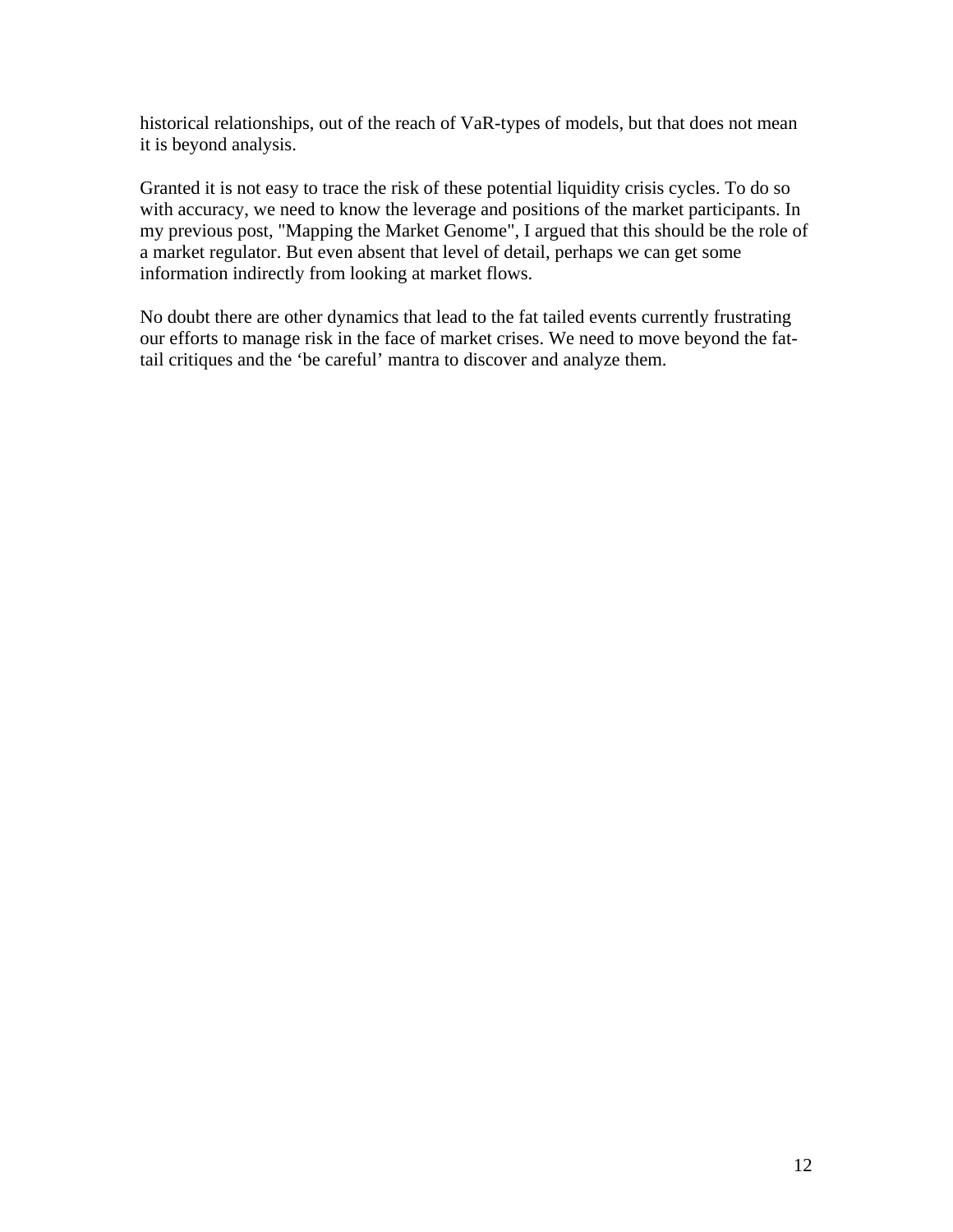historical relationships, out of the reach of VaR-types of models, but that does not mean it is beyond analysis.

Granted it is not easy to trace the risk of these potential liquidity crisis cycles. To do so with accuracy, we need to know the leverage and positions of the market participants. In my previous post, "Mapping the Market Genome", I argued that this should be the role of a market regulator. But even absent that level of detail, perhaps we can get some information indirectly from looking at market flows.

No doubt there are other dynamics that lead to the fat tailed events currently frustrating our efforts to manage risk in the face of market crises. We need to move beyond the fat-tail critiques and the ‘be careful’ mantra to discover and analyze them.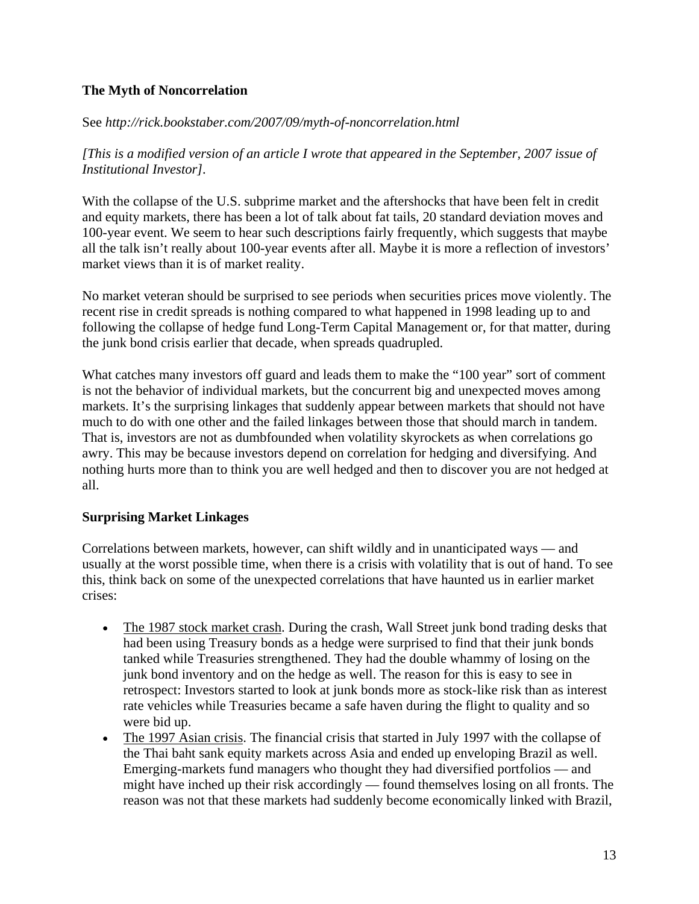**The Myth of Noncorrelation**

See *http://rick.bookstaber.com/2007/09/myth-of-noncorrelation.html*

*[This is a modified version of an article I wrote that appeared in the September, 2007 issue of Institutional Investor]*.

With the collapse of the U.S. subprime market and the aftershocks that have been felt in credit and equity markets, there has been a lot of talk about fat tails, 20 standard deviation moves and 100-year event. We seem to hear such descriptions fairly frequently, which suggests that maybe all the talk isn't really about 100-year events after all. Maybe it is more a reflection of investors' market views than it is of market reality.

No market veteran should be surprised to see periods when securities prices move violently. The recent rise in credit spreads is nothing compared to what happened in 1998 leading up to and following the collapse of hedge fund Long-Term Capital Management or, for that matter, during the junk bond crisis earlier that decade, when spreads quadrupled.

What catches many investors off guard and leads them to make the "100 year" sort of comment is not the behavior of individual markets, but the concurrent big and unexpected moves among markets. It's the surprising linkages that suddenly appear between markets that should not have much to do with one other and the failed linkages between those that should march in tandem. That is, investors are not as dumbfounded when volatility skyrockets as when correlations go awry. This may be because investors depend on correlation for hedging and diversifying. And nothing hurts more than to think you are well hedged and then to discover you are not hedged at all.

**Surprising Market Linkages**

Correlations between markets, however, can shift wildly and in unanticipated ways — and usually at the worst possible time, when there is a crisis with volatility that is out of hand. To see this, think back on some of the unexpected correlations that have haunted us in earlier market crises:

- The 1987 stock market crash. During the crash, Wall Street junk bond trading desks that had been using Treasury bonds as a hedge were surprised to find that their junk bonds tanked while Treasuries strengthened. They had the double whammy of losing on the junk bond inventory and on the hedge as well. The reason for this is easy to see in retrospect: Investors started to look at junk bonds more as stock-like risk than as interest rate vehicles while Treasuries became a safe haven during the flight to quality and so were bid up.
- The 1997 Asian crisis. The financial crisis that started in July 1997 with the collapse of the Thai baht sank equity markets across Asia and ended up enveloping Brazil as well. Emerging-markets fund managers who thought they had diversified portfolios — and might have inched up their risk accordingly — found themselves losing on all fronts. The reason was not that these markets had suddenly become economically linked with Brazil,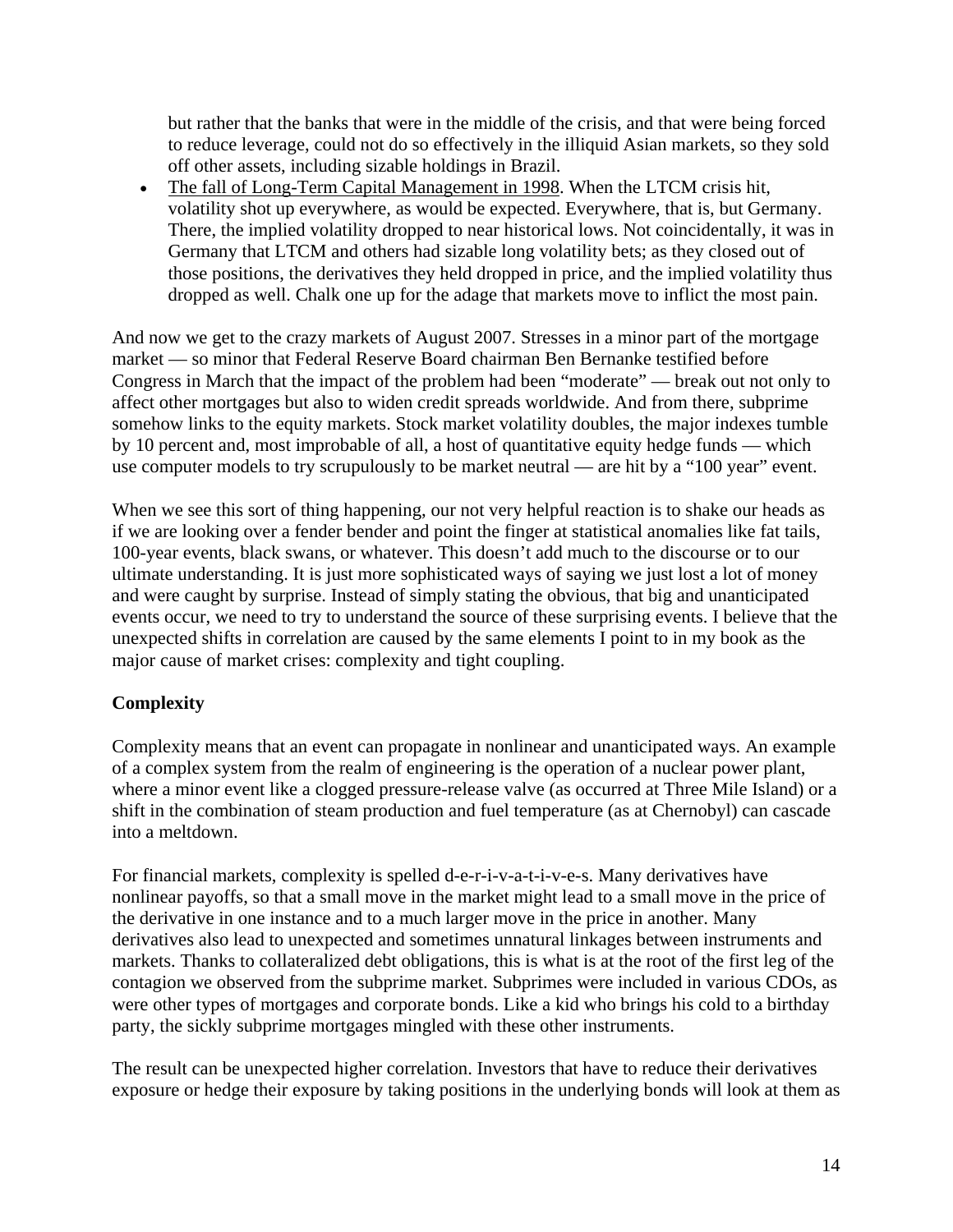but rather that the banks that were in the middle of the crisis, and that were being forced to reduce leverage, could not do so effectively in the illiquid Asian markets, so they sold off other assets, including sizable holdings in Brazil.

- The fall of Long-Term Capital Management in 1998. When the LTCM crisis hit, volatility shot up everywhere, as would be expected. Everywhere, that is, but Germany. There, the implied volatility dropped to near historical lows. Not coincidentally, it was in Germany that LTCM and others had sizable long volatility bets; as they closed out of those positions, the derivatives they held dropped in price, and the implied volatility thus dropped as well. Chalk one up for the adage that markets move to inflict the most pain.

And now we get to the crazy markets of August 2007. Stresses in a minor part of the mortgage market — so minor that Federal Reserve Board chairman Ben Bernanke testified before Congress in March that the impact of the problem had been "moderate" — break out not only to affect other mortgages but also to widen credit spreads worldwide. And from there, subprime somehow links to the equity markets. Stock market volatility doubles, the major indexes tumble by 10 percent and, most improbable of all, a host of quantitative equity hedge funds — which use computer models to try scrupulously to be market neutral — are hit by a "100 year" event.

When we see this sort of thing happening, our not very helpful reaction is to shake our heads as if we are looking over a fender bender and point the finger at statistical anomalies like fat tails, 100-year events, black swans, or whatever. This doesn't add much to the discourse or to our ultimate understanding. It is just more sophisticated ways of saying we just lost a lot of money and were caught by surprise. Instead of simply stating the obvious, that big and unanticipated events occur, we need to try to understand the source of these surprising events. I believe that the unexpected shifts in correlation are caused by the same elements I point to in my book as the major cause of market crises: complexity and tight coupling.

**Complexity**

Complexity means that an event can propagate in nonlinear and unanticipated ways. An example of a complex system from the realm of engineering is the operation of a nuclear power plant, where a minor event like a clogged pressure-release valve (as occurred at Three Mile Island) or a shift in the combination of steam production and fuel temperature (as at Chernobyl) can cascade into a meltdown.

For financial markets, complexity is spelled d-e-r-i-v-a-t-i-v-e-s. Many derivatives have nonlinear payoffs, so that a small move in the market might lead to a small move in the price of the derivative in one instance and to a much larger move in the price in another. Many derivatives also lead to unexpected and sometimes unnatural linkages between instruments and markets. Thanks to collateralized debt obligations, this is what is at the root of the first leg of the contagion we observed from the subprime market. Subprimes were included in various CDOs, as were other types of mortgages and corporate bonds. Like a kid who brings his cold to a birthday party, the sickly subprime mortgages mingled with these other instruments.

The result can be unexpected higher correlation. Investors that have to reduce their derivatives exposure or hedge their exposure by taking positions in the underlying bonds will look at them as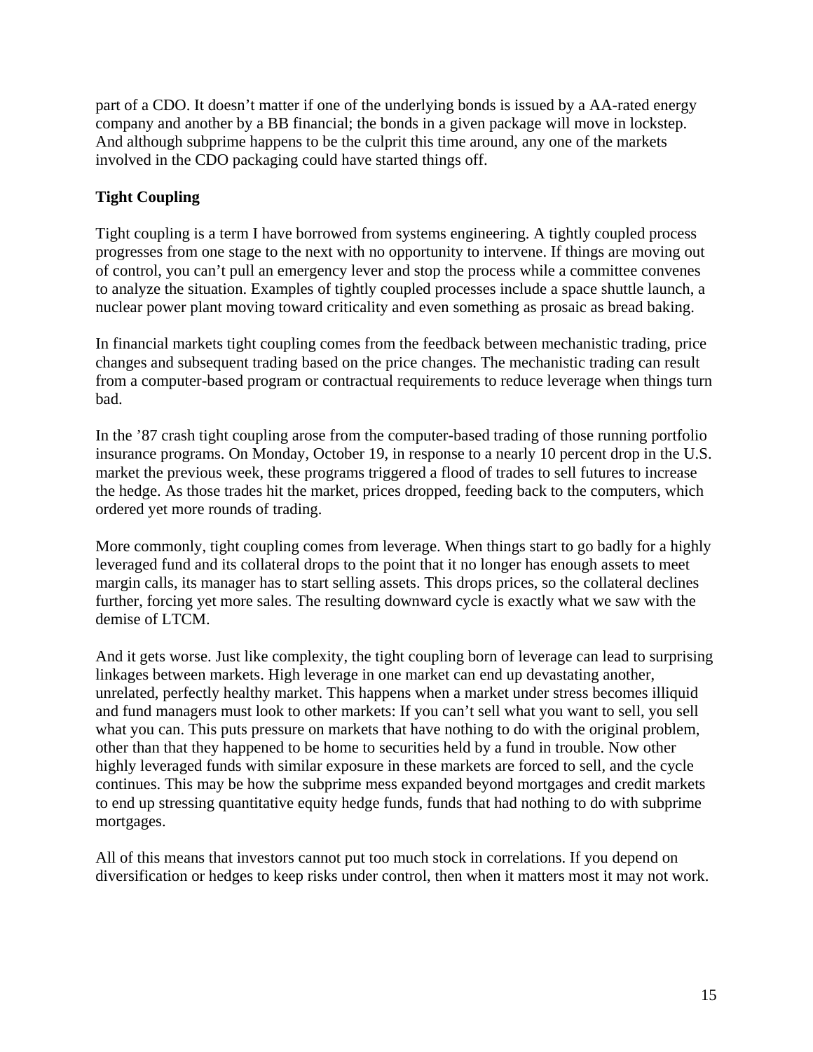part of a CDO. It doesn't matter if one of the underlying bonds is issued by a AA-rated energy company and another by a BB financial; the bonds in a given package will move in lockstep. And although subprime happens to be the culprit this time around, any one of the markets involved in the CDO packaging could have started things off.

**Tight Coupling**

Tight coupling is a term I have borrowed from systems engineering. A tightly coupled process progresses from one stage to the next with no opportunity to intervene. If things are moving out of control, you can't pull an emergency lever and stop the process while a committee convenes to analyze the situation. Examples of tightly coupled processes include a space shuttle launch, a nuclear power plant moving toward criticality and even something as prosaic as bread baking.

In financial markets tight coupling comes from the feedback between mechanistic trading, price changes and subsequent trading based on the price changes. The mechanistic trading can result from a computer-based program or contractual requirements to reduce leverage when things turn bad.

In the '87 crash tight coupling arose from the computer-based trading of those running portfolio insurance programs. On Monday, October 19, in response to a nearly 10 percent drop in the U.S. market the previous week, these programs triggered a flood of trades to sell futures to increase the hedge. As those trades hit the market, prices dropped, feeding back to the computers, which ordered yet more rounds of trading.

More commonly, tight coupling comes from leverage. When things start to go badly for a highly leveraged fund and its collateral drops to the point that it no longer has enough assets to meet margin calls, its manager has to start selling assets. This drops prices, so the collateral declines further, forcing yet more sales. The resulting downward cycle is exactly what we saw with the demise of LTCM.

And it gets worse. Just like complexity, the tight coupling born of leverage can lead to surprising linkages between markets. High leverage in one market can end up devastating another, unrelated, perfectly healthy market. This happens when a market under stress becomes illiquid and fund managers must look to other markets: If you can't sell what you want to sell, you sell what you can. This puts pressure on markets that have nothing to do with the original problem, other than that they happened to be home to securities held by a fund in trouble. Now other highly leveraged funds with similar exposure in these markets are forced to sell, and the cycle continues. This may be how the subprime mess expanded beyond mortgages and credit markets to end up stressing quantitative equity hedge funds, funds that had nothing to do with subprime mortgages.

All of this means that investors cannot put too much stock in correlations. If you depend on diversification or hedges to keep risks under control, then when it matters most it may not work.